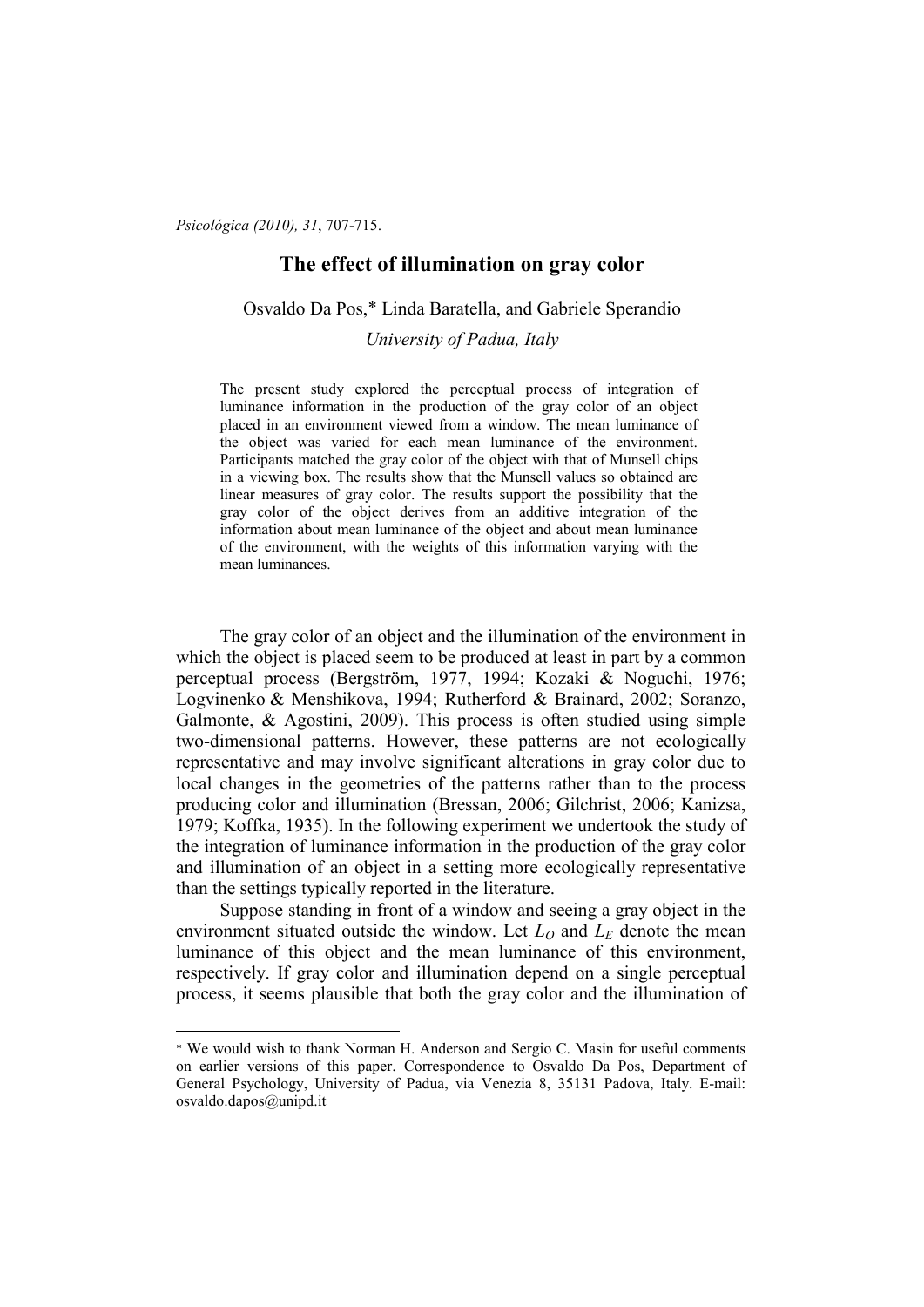# The effect of illumination on gray color

Osvaldo Da Pos,* Linda Baratella, and Gabriele Sperandio

*University of Padua, Italy*

The present study explored the perceptual process of integration of luminance information in the production of the gray color of an object placed in an environment viewed from a window. The mean luminance of the object was varied for each mean luminance of the environment. Participants matched the gray color of the object with that of Munsell chips in a viewing box. The results show that the Munsell values so obtained are linear measures of gray color. The results support the possibility that the gray color of the object derives from an additive integration of the information about mean luminance of the object and about mean luminance of the environment, with the weights of this information varying with the mean luminances.

The gray color of an object and the illumination of the environment in which the object is placed seem to be produced at least in part by a common perceptual process (Bergström, 1977, 1994; Kozaki & Noguchi, 1976; Logvinenko & Menshikova, 1994; Rutherford & Brainard, 2002; Soranzo, Galmonte, & Agostini, 2009). This process is often studied using simple two-dimensional patterns. However, these patterns are not ecologically representative and may involve significant alterations in gray color due to local changes in the geometries of the patterns rather than to the process producing color and illumination (Bressan, 2006; Gilchrist, 2006; Kanizsa, 1979; Koffka, 1935). In the following experiment we undertook the study of the integration of luminance information in the production of the gray color and illumination of an object in a setting more ecologically representative than the settings typically reported in the literature.

Suppose standing in front of a window and seeing a gray object in the environment situated outside the window. Let $L_O$ and $L_E$ denote the mean luminance of this object and the mean luminance of this environment, respectively. If gray color and illumination depend on a single perceptual process, it seems plausible that both the gray color and the illumination of

---

* We would wish to thank Norman H. Anderson and Sergio C. Masin for useful comments on earlier versions of this paper. Correspondence to Osvaldo Da Pos, Department of General Psychology, University of Padua, via Venezia 8, 35131 Padova, Italy. E-mail: osvaldo.dapos@unipd.it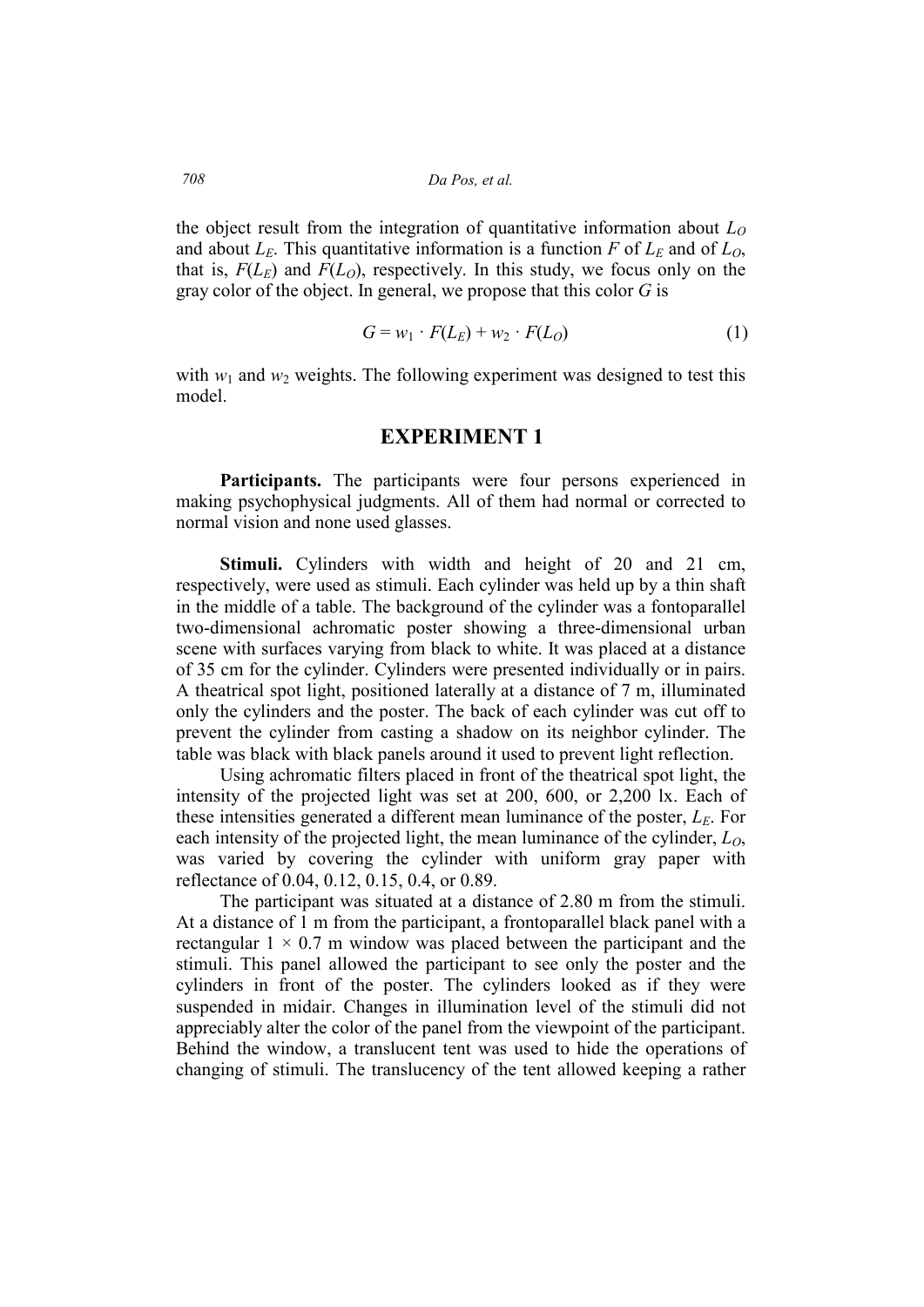the object result from the integration of quantitative information about $L_O$ and about $L_E$. This quantitative information is a function $F$ of $L_E$ and of $L_O$, that is, $F(L_E)$ and $F(L_O)$, respectively. In this study, we focus only on the gray color of the object. In general, we propose that this color $G$ is

$$G = w_1 \cdot F(L_E) + w_2 \cdot F(L_O) \tag{1}$$

with $w_1$ and $w_2$ weights. The following experiment was designed to test this model.

## EXPERIMENT 1

**Participants.** The participants were four persons experienced in making psychophysical judgments. All of them had normal or corrected to normal vision and none used glasses.

**Stimuli.** Cylinders with width and height of 20 and 21 cm, respectively, were used as stimuli. Each cylinder was held up by a thin shaft in the middle of a table. The background of the cylinder was a fontoparallel two-dimensional achromatic poster showing a three-dimensional urban scene with surfaces varying from black to white. It was placed at a distance of 35 cm for the cylinder. Cylinders were presented individually or in pairs. A theatrical spot light, positioned laterally at a distance of 7 m, illuminated only the cylinders and the poster. The back of each cylinder was cut off to prevent the cylinder from casting a shadow on its neighbor cylinder. The table was black with black panels around it used to prevent light reflection.

Using achromatic filters placed in front of the theatrical spot light, the intensity of the projected light was set at 200, 600, or 2,200 lx. Each of these intensities generated a different mean luminance of the poster, $L_E$. For each intensity of the projected light, the mean luminance of the cylinder, $L_O$, was varied by covering the cylinder with uniform gray paper with reflectance of 0.04, 0.12, 0.15, 0.4, or 0.89.

The participant was situated at a distance of 2.80 m from the stimuli. At a distance of 1 m from the participant, a frontoparallel black panel with a rectangular $1 \times 0.7$ m window was placed between the participant and the stimuli. This panel allowed the participant to see only the poster and the cylinders in front of the poster. The cylinders looked as if they were suspended in midair. Changes in illumination level of the stimuli did not appreciably alter the color of the panel from the viewpoint of the participant. Behind the window, a translucent tent was used to hide the operations of changing of stimuli. The translucency of the tent allowed keeping a rather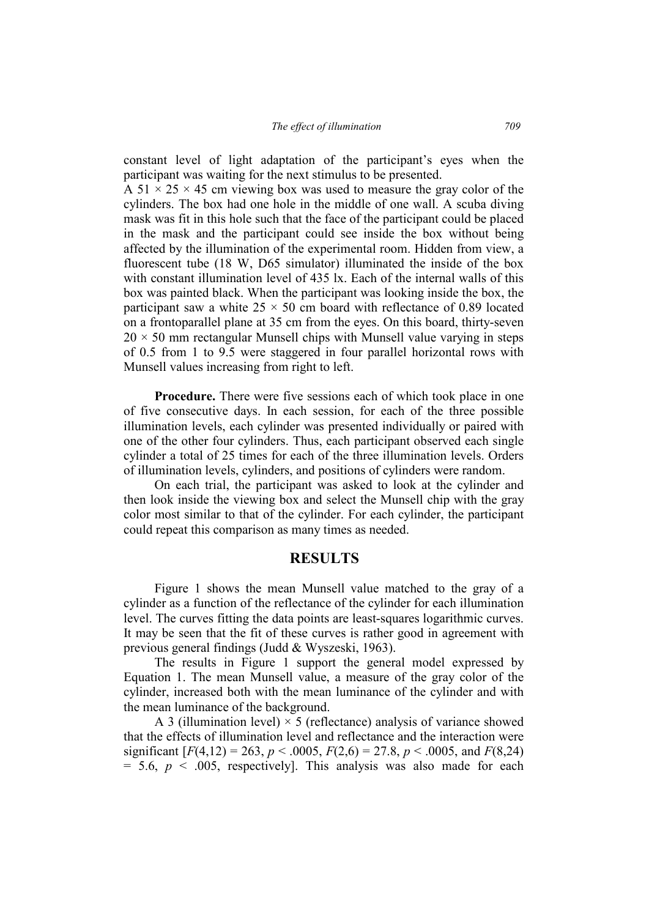constant level of light adaptation of the participant's eyes when the participant was waiting for the next stimulus to be presented.
A 51 × 25 × 45 cm viewing box was used to measure the gray color of the cylinders. The box had one hole in the middle of one wall. A scuba diving mask was fit in this hole such that the face of the participant could be placed in the mask and the participant could see inside the box without being affected by the illumination of the experimental room. Hidden from view, a fluorescent tube (18 W, D65 simulator) illuminated the inside of the box with constant illumination level of 435 lx. Each of the internal walls of this box was painted black. When the participant was looking inside the box, the participant saw a white 25 × 50 cm board with reflectance of 0.89 located on a frontoparallel plane at 35 cm from the eyes. On this board, thirty-seven 20 × 50 mm rectangular Munsell chips with Munsell value varying in steps of 0.5 from 1 to 9.5 were staggered in four parallel horizontal rows with Munsell values increasing from right to left.

**Procedure.** There were five sessions each of which took place in one of five consecutive days. In each session, for each of the three possible illumination levels, each cylinder was presented individually or paired with one of the other four cylinders. Thus, each participant observed each single cylinder a total of 25 times for each of the three illumination levels. Orders of illumination levels, cylinders, and positions of cylinders were random.

On each trial, the participant was asked to look at the cylinder and then look inside the viewing box and select the Munsell chip with the gray color most similar to that of the cylinder. For each cylinder, the participant could repeat this comparison as many times as needed.

## RESULTS

Figure 1 shows the mean Munsell value matched to the gray of a cylinder as a function of the reflectance of the cylinder for each illumination level. The curves fitting the data points are least-squares logarithmic curves. It may be seen that the fit of these curves is rather good in agreement with previous general findings (Judd & Wyszeski, 1963).

The results in Figure 1 support the general model expressed by Equation 1. The mean Munsell value, a measure of the gray color of the cylinder, increased both with the mean luminance of the cylinder and with the mean luminance of the background.

A 3 (illumination level) × 5 (reflectance) analysis of variance showed that the effects of illumination level and reflectance and the interaction were significant [$F(4,12) = 263$, $p < .0005$, $F(2,6) = 27.8$, $p < .0005$, and $F(8,24) = 5.6$, $p < .005$, respectively]. This analysis was also made for each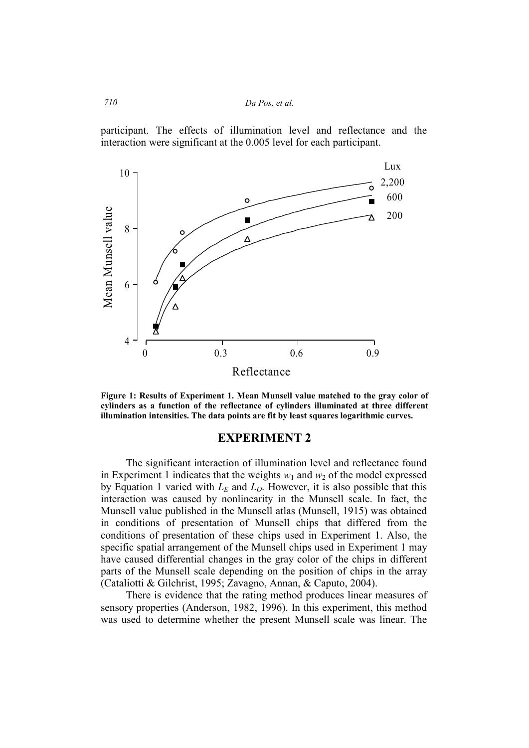participant. The effects of illumination level and reflectance and the interaction were significant at the 0.005 level for each participant.

**Figure 1: Results of Experiment 1. Mean Munsell value matched to the gray color of cylinders as a function of the reflectance of cylinders illuminated at three different illumination intensities. The data points are fit by least squares logarithmic curves.**

## EXPERIMENT 2

The significant interaction of illumination level and reflectance found in Experiment 1 indicates that the weights $w_1$ and $w_2$ of the model expressed by Equation 1 varied with $L_E$ and $L_O$. However, it is also possible that this interaction was caused by nonlinearity in the Munsell scale. In fact, the Munsell value published in the Munsell atlas (Munsell, 1915) was obtained in conditions of presentation of Munsell chips that differed from the conditions of presentation of these chips used in Experiment 1. Also, the specific spatial arrangement of the Munsell chips used in Experiment 1 may have caused differential changes in the gray color of the chips in different parts of the Munsell scale depending on the position of chips in the array (Cataliotti & Gilchrist, 1995; Zavagno, Annan, & Caputo, 2004).

There is evidence that the rating method produces linear measures of sensory properties (Anderson, 1982, 1996). In this experiment, this method was used to determine whether the present Munsell scale was linear. The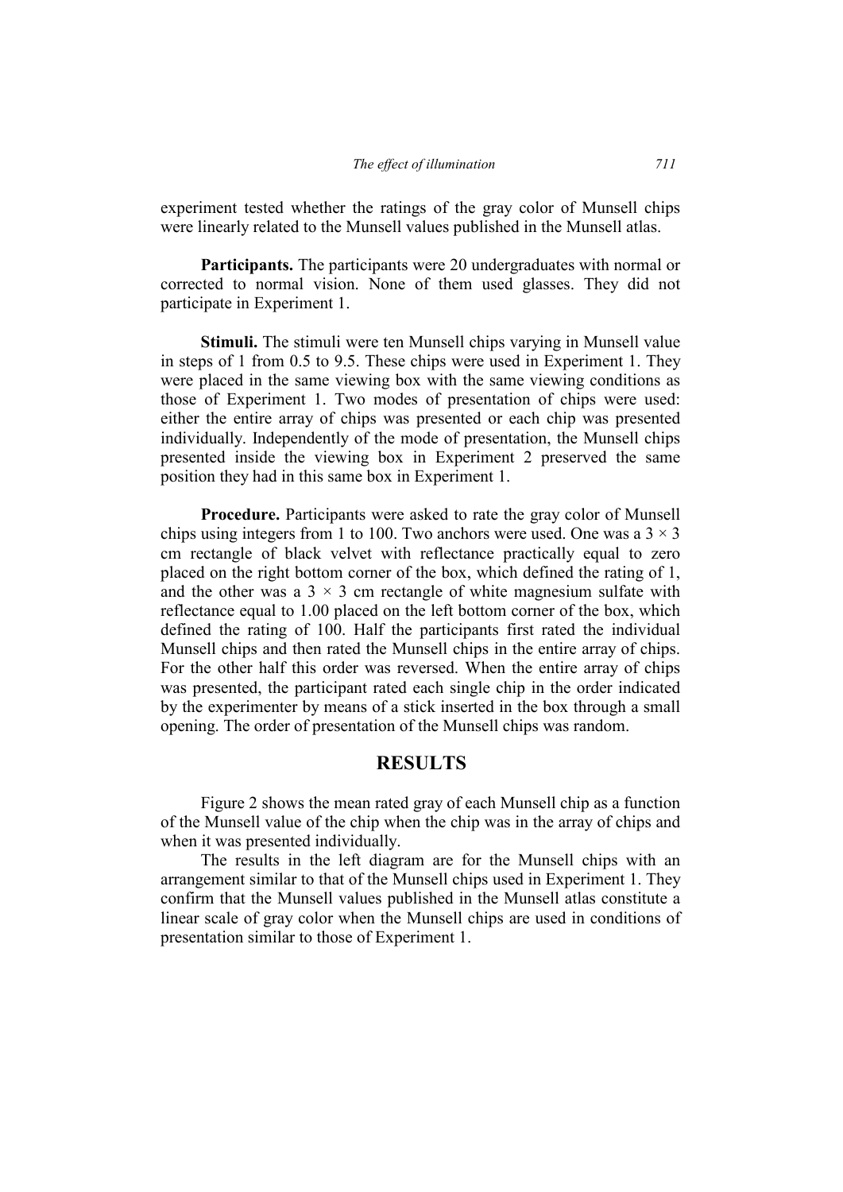experiment tested whether the ratings of the gray color of Munsell chips were linearly related to the Munsell values published in the Munsell atlas.

**Participants.** The participants were 20 undergraduates with normal or corrected to normal vision. None of them used glasses. They did not participate in Experiment 1.

**Stimuli.** The stimuli were ten Munsell chips varying in Munsell value in steps of 1 from 0.5 to 9.5. These chips were used in Experiment 1. They were placed in the same viewing box with the same viewing conditions as those of Experiment 1. Two modes of presentation of chips were used: either the entire array of chips was presented or each chip was presented individually. Independently of the mode of presentation, the Munsell chips presented inside the viewing box in Experiment 2 preserved the same position they had in this same box in Experiment 1.

**Procedure.** Participants were asked to rate the gray color of Munsell chips using integers from 1 to 100. Two anchors were used. One was a $3 \times 3$ cm rectangle of black velvet with reflectance practically equal to zero placed on the right bottom corner of the box, which defined the rating of 1, and the other was a $3 \times 3$ cm rectangle of white magnesium sulfate with reflectance equal to 1.00 placed on the left bottom corner of the box, which defined the rating of 100. Half the participants first rated the individual Munsell chips and then rated the Munsell chips in the entire array of chips. For the other half this order was reversed. When the entire array of chips was presented, the participant rated each single chip in the order indicated by the experimenter by means of a stick inserted in the box through a small opening. The order of presentation of the Munsell chips was random.

## RESULTS

Figure 2 shows the mean rated gray of each Munsell chip as a function of the Munsell value of the chip when the chip was in the array of chips and when it was presented individually.

The results in the left diagram are for the Munsell chips with an arrangement similar to that of the Munsell chips used in Experiment 1. They confirm that the Munsell values published in the Munsell atlas constitute a linear scale of gray color when the Munsell chips are used in conditions of presentation similar to those of Experiment 1.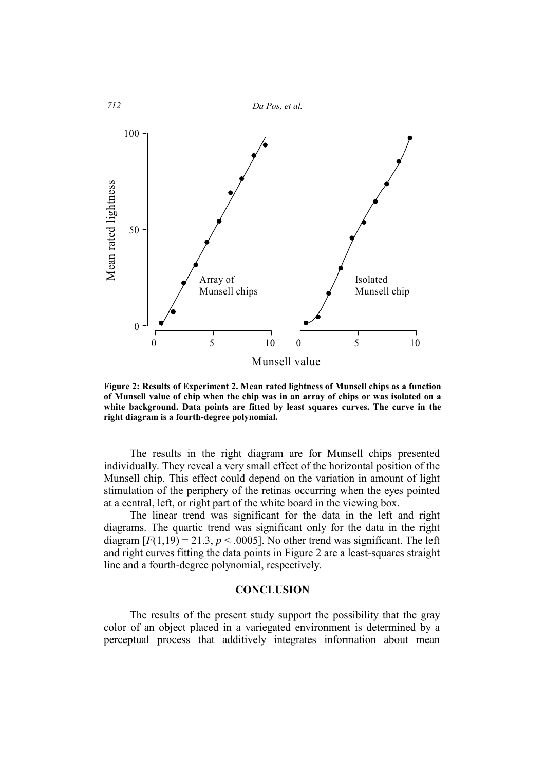**Figure 2: Results of Experiment 2. Mean rated lightness of Munsell chips as a function of Munsell value of chip when the chip was in an array of chips or was isolated on a white background. Data points are fitted by least squares curves. The curve in the right diagram is a fourth-degree polynomial.**

The results in the right diagram are for Munsell chips presented individually. They reveal a very small effect of the horizontal position of the Munsell chip. This effect could depend on the variation in amount of light stimulation of the periphery of the retinas occurring when the eyes pointed at a central, left, or right part of the white board in the viewing box.

The linear trend was significant for the data in the left and right diagrams. The quartic trend was significant only for the data in the right diagram [$F(1,19) = 21.3$, $p < .0005$]. No other trend was significant. The left and right curves fitting the data points in Figure 2 are a least-squares straight line and a fourth-degree polynomial, respectively.

## CONCLUSION

The results of the present study support the possibility that the gray color of an object placed in a variegated environment is determined by a perceptual process that additively integrates information about mean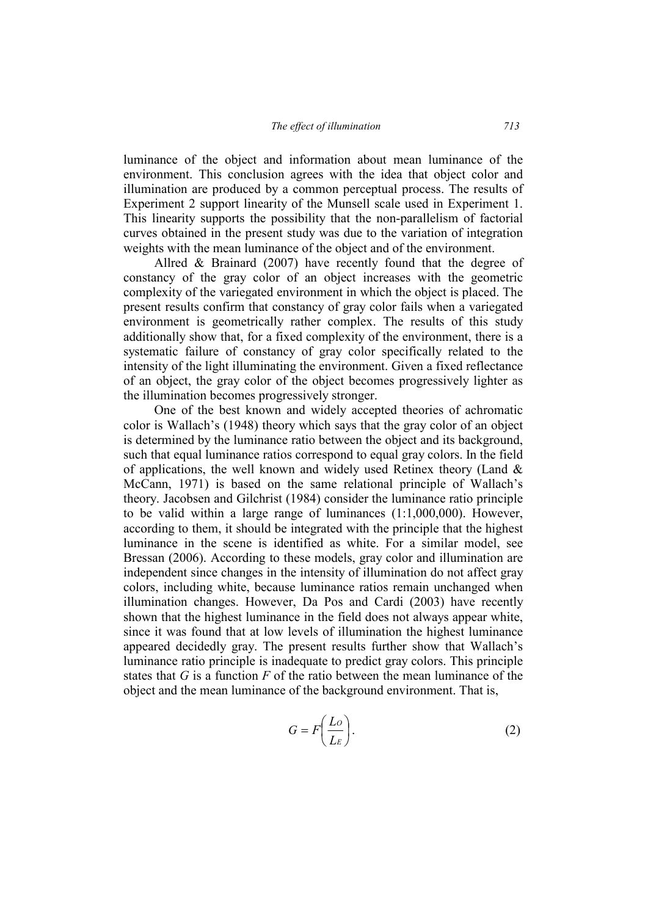luminance of the object and information about mean luminance of the environment. This conclusion agrees with the idea that object color and illumination are produced by a common perceptual process. The results of Experiment 2 support linearity of the Munsell scale used in Experiment 1. This linearity supports the possibility that the non-parallelism of factorial curves obtained in the present study was due to the variation of integration weights with the mean luminance of the object and of the environment.

Allred & Brainard (2007) have recently found that the degree of constancy of the gray color of an object increases with the geometric complexity of the variegated environment in which the object is placed. The present results confirm that constancy of gray color fails when a variegated environment is geometrically rather complex. The results of this study additionally show that, for a fixed complexity of the environment, there is a systematic failure of constancy of gray color specifically related to the intensity of the light illuminating the environment. Given a fixed reflectance of an object, the gray color of the object becomes progressively lighter as the illumination becomes progressively stronger.

One of the best known and widely accepted theories of achromatic color is Wallach's (1948) theory which says that the gray color of an object is determined by the luminance ratio between the object and its background, such that equal luminance ratios correspond to equal gray colors. In the field of applications, the well known and widely used Retinex theory (Land & McCann, 1971) is based on the same relational principle of Wallach's theory. Jacobsen and Gilchrist (1984) consider the luminance ratio principle to be valid within a large range of luminances (1:1,000,000). However, according to them, it should be integrated with the principle that the highest luminance in the scene is identified as white. For a similar model, see Bressan (2006). According to these models, gray color and illumination are independent since changes in the intensity of illumination do not affect gray colors, including white, because luminance ratios remain unchanged when illumination changes. However, Da Pos and Cardi (2003) have recently shown that the highest luminance in the field does not always appear white, since it was found that at low levels of illumination the highest luminance appeared decidedly gray. The present results further show that Wallach's luminance ratio principle is inadequate to predict gray colors. This principle states that $G$ is a function $F$ of the ratio between the mean luminance of the object and the mean luminance of the background environment. That is,

$$G = F\left(\frac{L_O}{L_E}\right). \tag{2}$$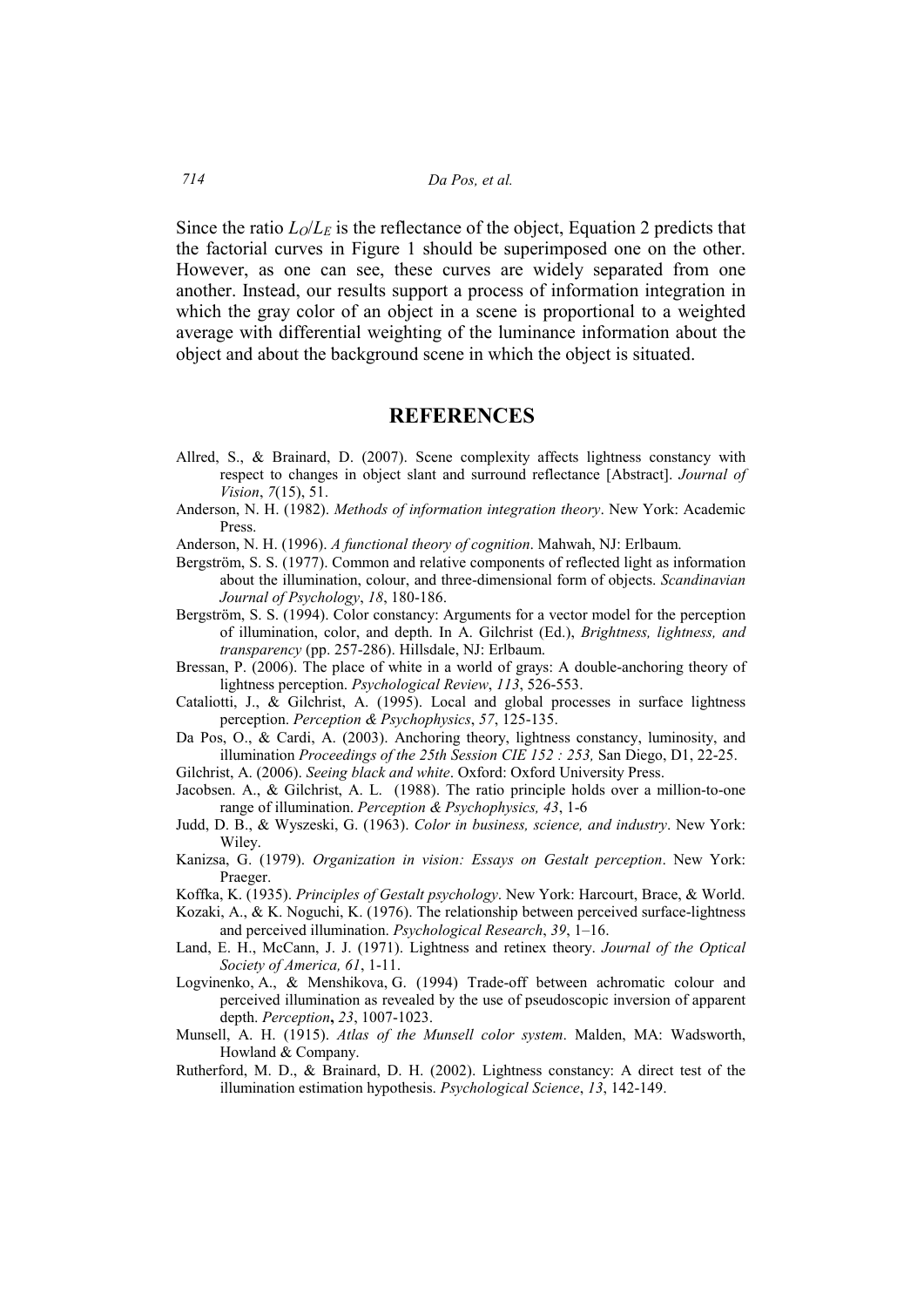Since the ratio $L_O/L_E$ is the reflectance of the object, Equation 2 predicts that the factorial curves in Figure 1 should be superimposed one on the other. However, as one can see, these curves are widely separated from one another. Instead, our results support a process of information integration in which the gray color of an object in a scene is proportional to a weighted average with differential weighting of the luminance information about the object and about the background scene in which the object is situated.

# REFERENCES

Allred, S., & Brainard, D. (2007). Scene complexity affects lightness constancy with respect to changes in object slant and surround reflectance [Abstract]. *Journal of Vision*, *7*(15), 51.

Anderson, N. H. (1982). *Methods of information integration theory*. New York: Academic Press.

Anderson, N. H. (1996). *A functional theory of cognition*. Mahwah, NJ: Erlbaum.

Bergström, S. S. (1977). Common and relative components of reflected light as information about the illumination, colour, and three-dimensional form of objects. *Scandinavian Journal of Psychology*, *18*, 180-186.

Bergström, S. S. (1994). Color constancy: Arguments for a vector model for the perception of illumination, color, and depth. In A. Gilchrist (Ed.), *Brightness, lightness, and transparency* (pp. 257-286). Hillsdale, NJ: Erlbaum.

Bressan, P. (2006). The place of white in a world of grays: A double-anchoring theory of lightness perception. *Psychological Review*, *113*, 526-553.

Cataliotti, J., & Gilchrist, A. (1995). Local and global processes in surface lightness perception. *Perception & Psychophysics*, *57*, 125-135.

Da Pos, O., & Cardi, A. (2003). Anchoring theory, lightness constancy, luminosity, and illumination *Proceedings of the 25th Session CIE 152 : 253,* San Diego, D1, 22-25.

Gilchrist, A. (2006). *Seeing black and white*. Oxford: Oxford University Press.

Jacobsen. A., & Gilchrist, A. L. (1988). The ratio principle holds over a million-to-one range of illumination. *Perception & Psychophysics, 43*, 1-6

Judd, D. B., & Wyszeski, G. (1963). *Color in business, science, and industry*. New York: Wiley.

Kanizsa, G. (1979). *Organization in vision: Essays on Gestalt perception*. New York: Praeger.

Koffka, K. (1935). *Principles of Gestalt psychology*. New York: Harcourt, Brace, & World.

Kozaki, A., & K. Noguchi, K. (1976). The relationship between perceived surface-lightness and perceived illumination. *Psychological Research*, *39*, 1–16.

Land, E. H., McCann, J. J. (1971). Lightness and retinex theory. *Journal of the Optical Society of America, 61*, 1-11.

Logvinenko, A., & Menshikova, G. (1994) Trade-off between achromatic colour and perceived illumination as revealed by the use of pseudoscopic inversion of apparent depth. *Perception***,** *23*, 1007-1023.

Munsell, A. H. (1915). *Atlas of the Munsell color system*. Malden, MA: Wadsworth, Howland & Company.

Rutherford, M. D., & Brainard, D. H. (2002). Lightness constancy: A direct test of the illumination estimation hypothesis. *Psychological Science*, *13*, 142-149.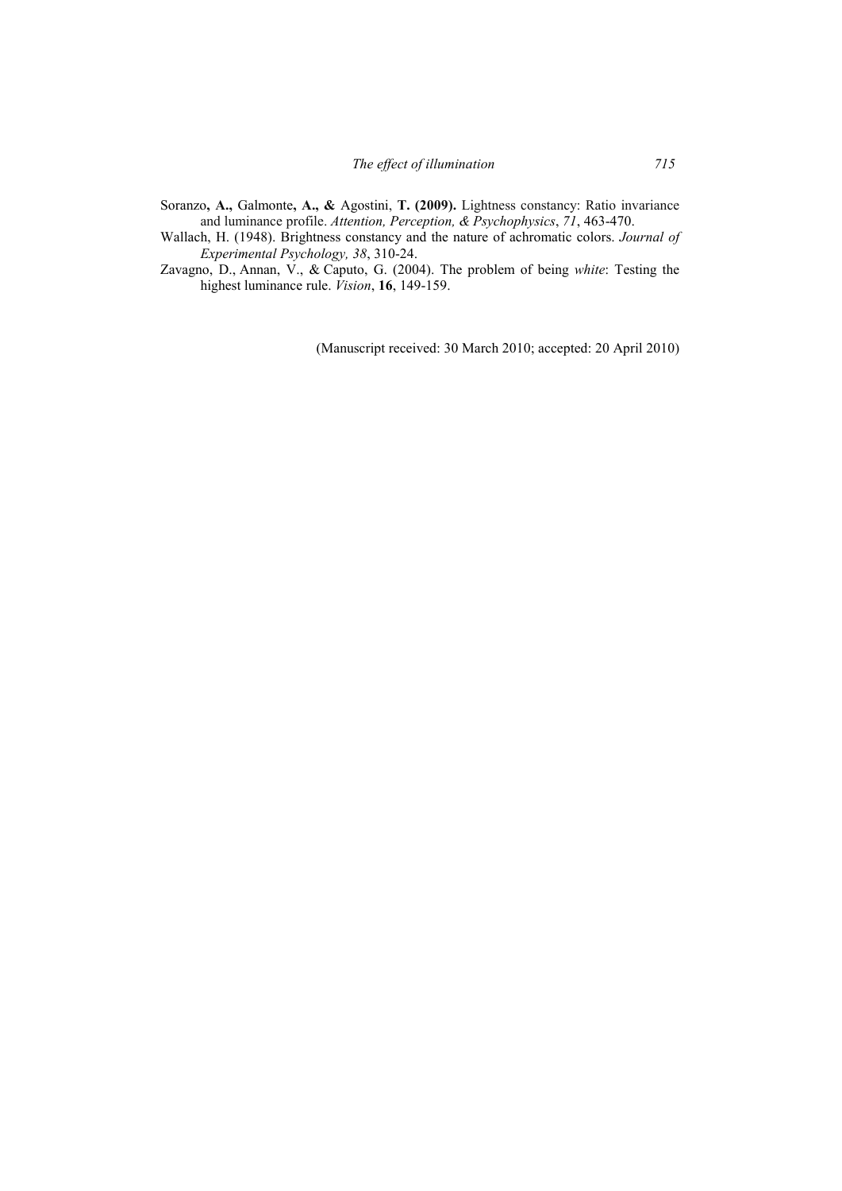Soranzo**, A.,** Galmonte**, A., &** Agostini, **T. (2009).** Lightness constancy: Ratio invariance and luminance profile. *Attention, Perception, & Psychophysics*, *71*, 463-470.

Wallach, H. (1948). Brightness constancy and the nature of achromatic colors. *Journal of Experimental Psychology, 38*, 310-24.

Zavagno, D., Annan, V., & Caputo, G. (2004). The problem of being *white*: Testing the highest luminance rule. *Vision*, **16**, 149-159.

(Manuscript received: 30 March 2010; accepted: 20 April 2010)